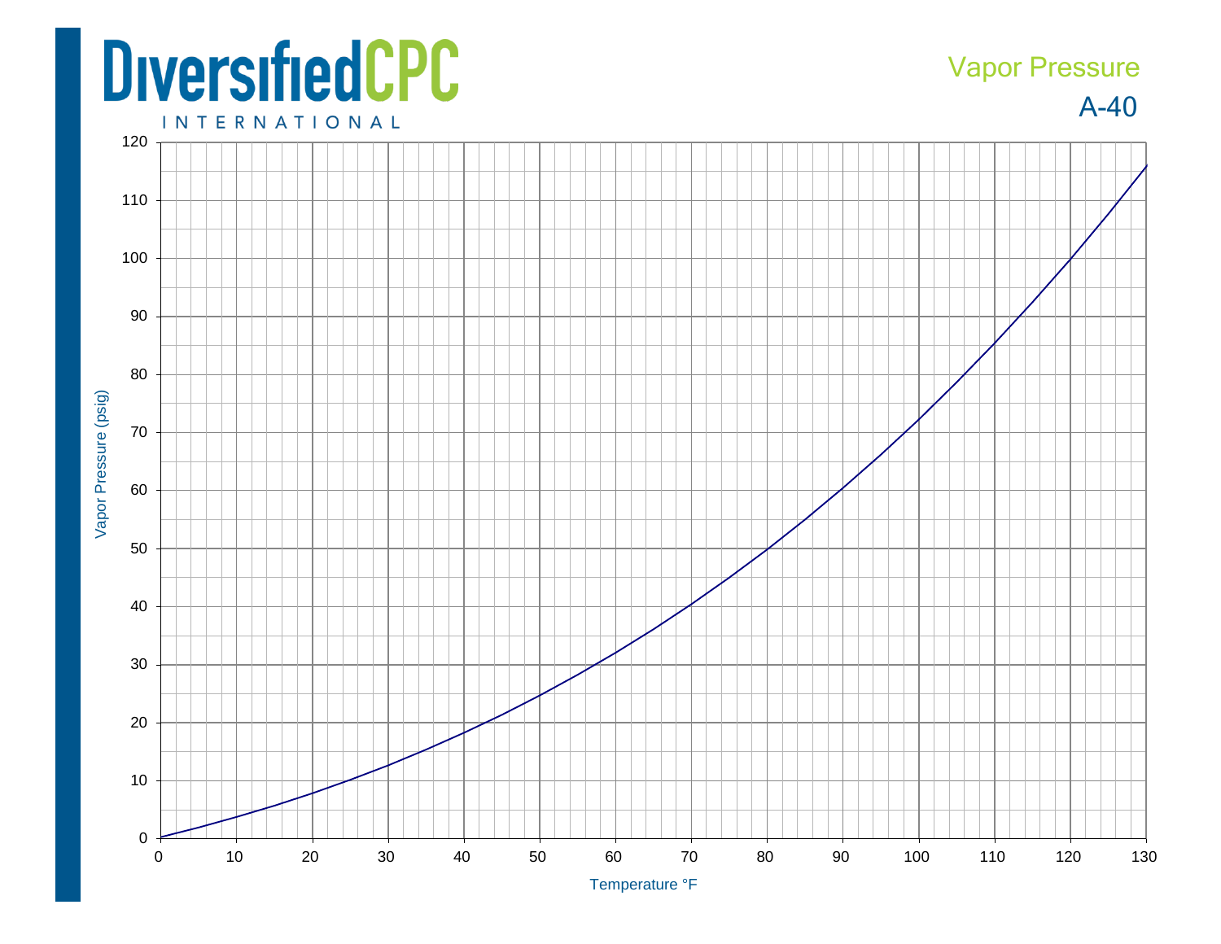# DiversifiedCPC INTERNATIONAL

## Vapor Pressure

## A-40

Vapor Pressure (psig)

Temperature °F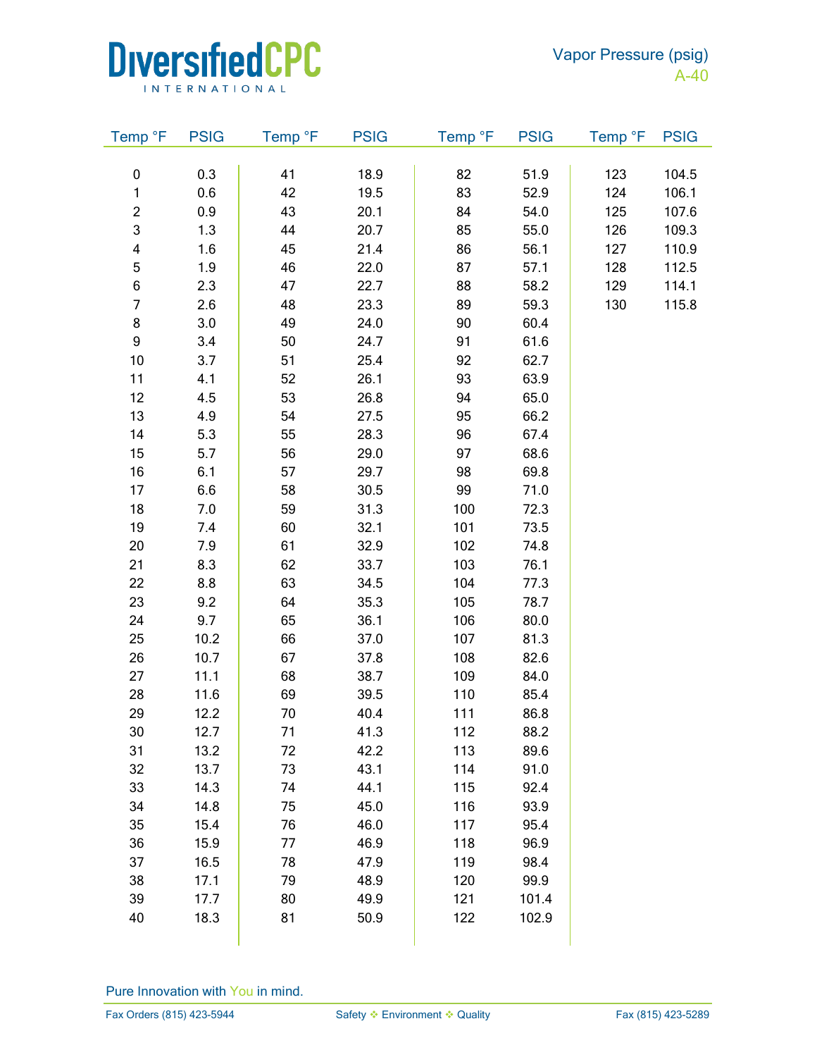DiversifiedCPC INTERNATIONAL

# Vapor Pressure (psig)

## A-40

| Temp °F | PSIG | Temp °F | PSIG | Temp °F | PSIG | Temp °F | PSIG |
|---|---|---|---|---|---|---|---|
| 0 | 0.3 | 41 | 18.9 | 82 | 51.9 | 123 | 104.5 |
| 1 | 0.6 | 42 | 19.5 | 83 | 52.9 | 124 | 106.1 |
| 2 | 0.9 | 43 | 20.1 | 84 | 54.0 | 125 | 107.6 |
| 3 | 1.3 | 44 | 20.7 | 85 | 55.0 | 126 | 109.3 |
| 4 | 1.6 | 45 | 21.4 | 86 | 56.1 | 127 | 110.9 |
| 5 | 1.9 | 46 | 22.0 | 87 | 57.1 | 128 | 112.5 |
| 6 | 2.3 | 47 | 22.7 | 88 | 58.2 | 129 | 114.1 |
| 7 | 2.6 | 48 | 23.3 | 89 | 59.3 | 130 | 115.8 |
| 8 | 3.0 | 49 | 24.0 | 90 | 60.4 | | |
| 9 | 3.4 | 50 | 24.7 | 91 | 61.6 | | |
| 10 | 3.7 | 51 | 25.4 | 92 | 62.7 | | |
| 11 | 4.1 | 52 | 26.1 | 93 | 63.9 | | |
| 12 | 4.5 | 53 | 26.8 | 94 | 65.0 | | |
| 13 | 4.9 | 54 | 27.5 | 95 | 66.2 | | |
| 14 | 5.3 | 55 | 28.3 | 96 | 67.4 | | |
| 15 | 5.7 | 56 | 29.0 | 97 | 68.6 | | |
| 16 | 6.1 | 57 | 29.7 | 98 | 69.8 | | |
| 17 | 6.6 | 58 | 30.5 | 99 | 71.0 | | |
| 18 | 7.0 | 59 | 31.3 | 100 | 72.3 | | |
| 19 | 7.4 | 60 | 32.1 | 101 | 73.5 | | |
| 20 | 7.9 | 61 | 32.9 | 102 | 74.8 | | |
| 21 | 8.3 | 62 | 33.7 | 103 | 76.1 | | |
| 22 | 8.8 | 63 | 34.5 | 104 | 77.3 | | |
| 23 | 9.2 | 64 | 35.3 | 105 | 78.7 | | |
| 24 | 9.7 | 65 | 36.1 | 106 | 80.0 | | |
| 25 | 10.2 | 66 | 37.0 | 107 | 81.3 | | |
| 26 | 10.7 | 67 | 37.8 | 108 | 82.6 | | |
| 27 | 11.1 | 68 | 38.7 | 109 | 84.0 | | |
| 28 | 11.6 | 69 | 39.5 | 110 | 85.4 | | |
| 29 | 12.2 | 70 | 40.4 | 111 | 86.8 | | |
| 30 | 12.7 | 71 | 41.3 | 112 | 88.2 | | |
| 31 | 13.2 | 72 | 42.2 | 113 | 89.6 | | |
| 32 | 13.7 | 73 | 43.1 | 114 | 91.0 | | |
| 33 | 14.3 | 74 | 44.1 | 115 | 92.4 | | |
| 34 | 14.8 | 75 | 45.0 | 116 | 93.9 | | |
| 35 | 15.4 | 76 | 46.0 | 117 | 95.4 | | |
| 36 | 15.9 | 77 | 46.9 | 118 | 96.9 | | |
| 37 | 16.5 | 78 | 47.9 | 119 | 98.4 | | |
| 38 | 17.1 | 79 | 48.9 | 120 | 99.9 | | |
| 39 | 17.7 | 80 | 49.9 | 121 | 101.4 | | |
| 40 | 18.3 | 81 | 50.9 | 122 | 102.9 | | |

Pure Innovation with You in mind.

Fax Orders (815) 423-5944 | Safety ✣ Environment ✣ Quality | Fax (815) 423-5289